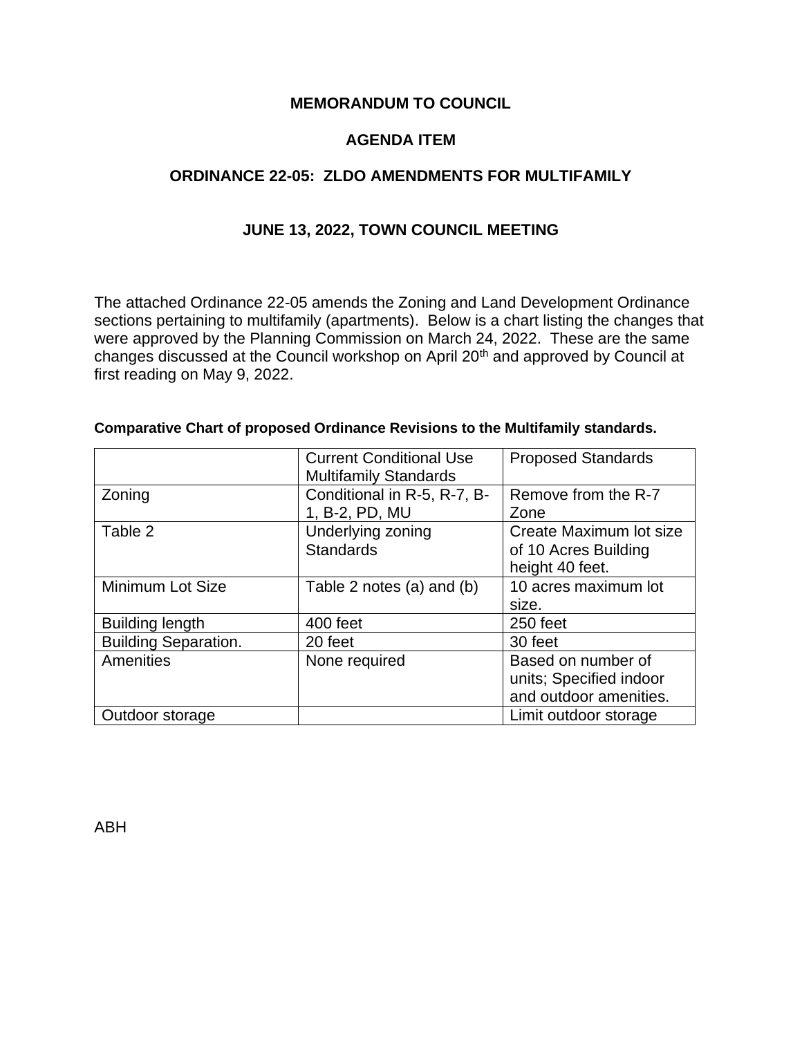**MEMORANDUM TO COUNCIL**

**AGENDA ITEM**

**ORDINANCE 22-05: ZLDO AMENDMENTS FOR MULTIFAMILY**

**JUNE 13, 2022, TOWN COUNCIL MEETING**

The attached Ordinance 22-05 amends the Zoning and Land Development Ordinance sections pertaining to multifamily (apartments). Below is a chart listing the changes that were approved by the Planning Commission on March 24, 2022. These are the same changes discussed at the Council workshop on April 20th and approved by Council at first reading on May 9, 2022.

**Comparative Chart of proposed Ordinance Revisions to the Multifamily standards.**

| | Current Conditional Use Multifamily Standards | Proposed Standards |
|---|---|---|
| Zoning | Conditional in R-5, R-7, B-1, B-2, PD, MU | Remove from the R-7 Zone |
| Table 2 | Underlying zoning Standards | Create Maximum lot size of 10 Acres Building height 40 feet. |
| Minimum Lot Size | Table 2 notes (a) and (b) | 10 acres maximum lot size. |
| Building length | 400 feet | 250 feet |
| Building Separation. | 20 feet | 30 feet |
| Amenities | None required | Based on number of units; Specified indoor and outdoor amenities. |
| Outdoor storage | | Limit outdoor storage |

ABH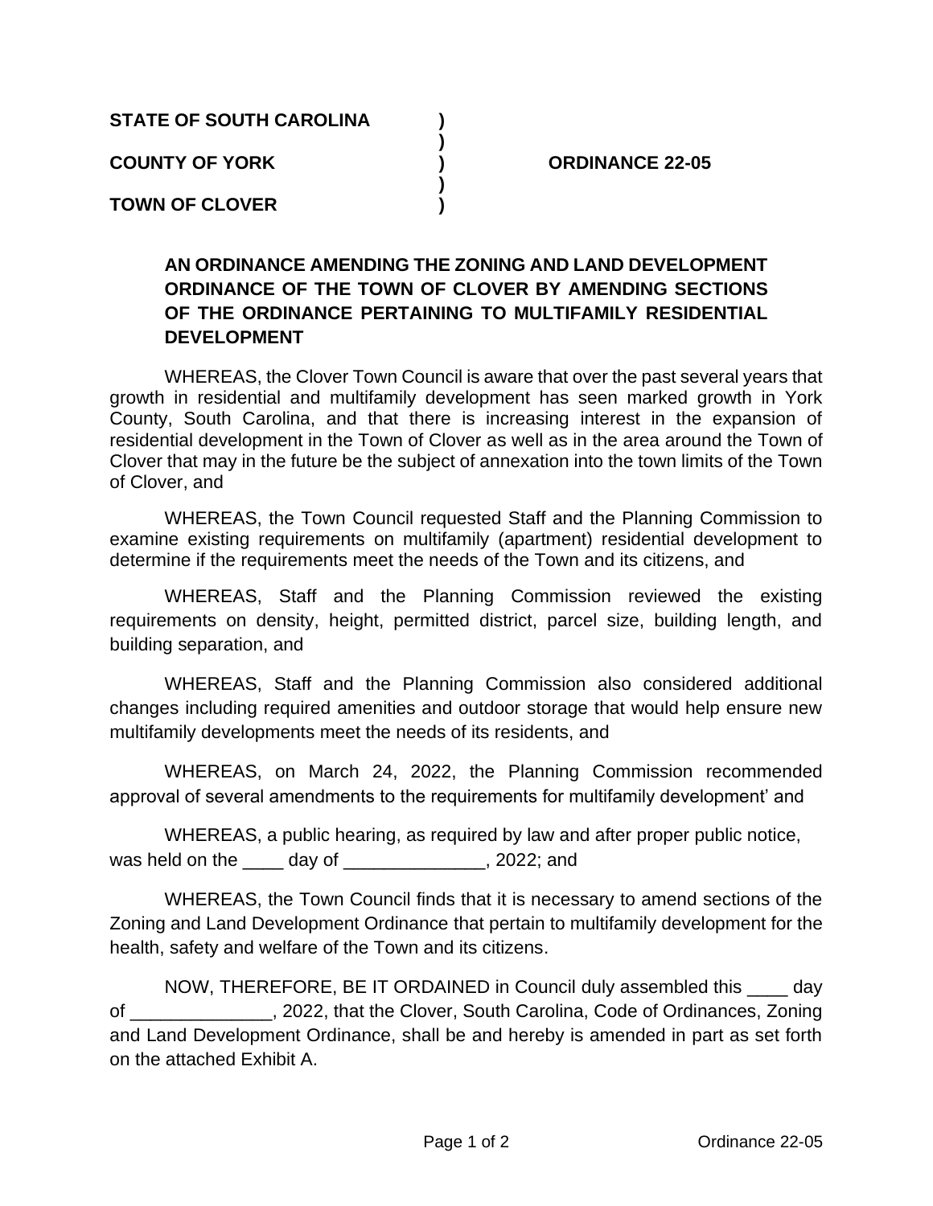**STATE OF SOUTH CAROLINA )**
**)**
**COUNTY OF YORK ) ORDINANCE 22-05**
**)**
**TOWN OF CLOVER )**

**AN ORDINANCE AMENDING THE ZONING AND LAND DEVELOPMENT ORDINANCE OF THE TOWN OF CLOVER BY AMENDING SECTIONS OF THE ORDINANCE PERTAINING TO MULTIFAMILY RESIDENTIAL DEVELOPMENT**

WHEREAS, the Clover Town Council is aware that over the past several years that growth in residential and multifamily development has seen marked growth in York County, South Carolina, and that there is increasing interest in the expansion of residential development in the Town of Clover as well as in the area around the Town of Clover that may in the future be the subject of annexation into the town limits of the Town of Clover, and

WHEREAS, the Town Council requested Staff and the Planning Commission to examine existing requirements on multifamily (apartment) residential development to determine if the requirements meet the needs of the Town and its citizens, and

WHEREAS, Staff and the Planning Commission reviewed the existing requirements on density, height, permitted district, parcel size, building length, and building separation, and

WHEREAS, Staff and the Planning Commission also considered additional changes including required amenities and outdoor storage that would help ensure new multifamily developments meet the needs of its residents, and

WHEREAS, on March 24, 2022, the Planning Commission recommended approval of several amendments to the requirements for multifamily development' and

WHEREAS, a public hearing, as required by law and after proper public notice, was held on the ____ day of ______________, 2022; and

WHEREAS, the Town Council finds that it is necessary to amend sections of the Zoning and Land Development Ordinance that pertain to multifamily development for the health, safety and welfare of the Town and its citizens.

NOW, THEREFORE, BE IT ORDAINED in Council duly assembled this ____ day of ______________, 2022, that the Clover, South Carolina, Code of Ordinances, Zoning and Land Development Ordinance, shall be and hereby is amended in part as set forth on the attached Exhibit A.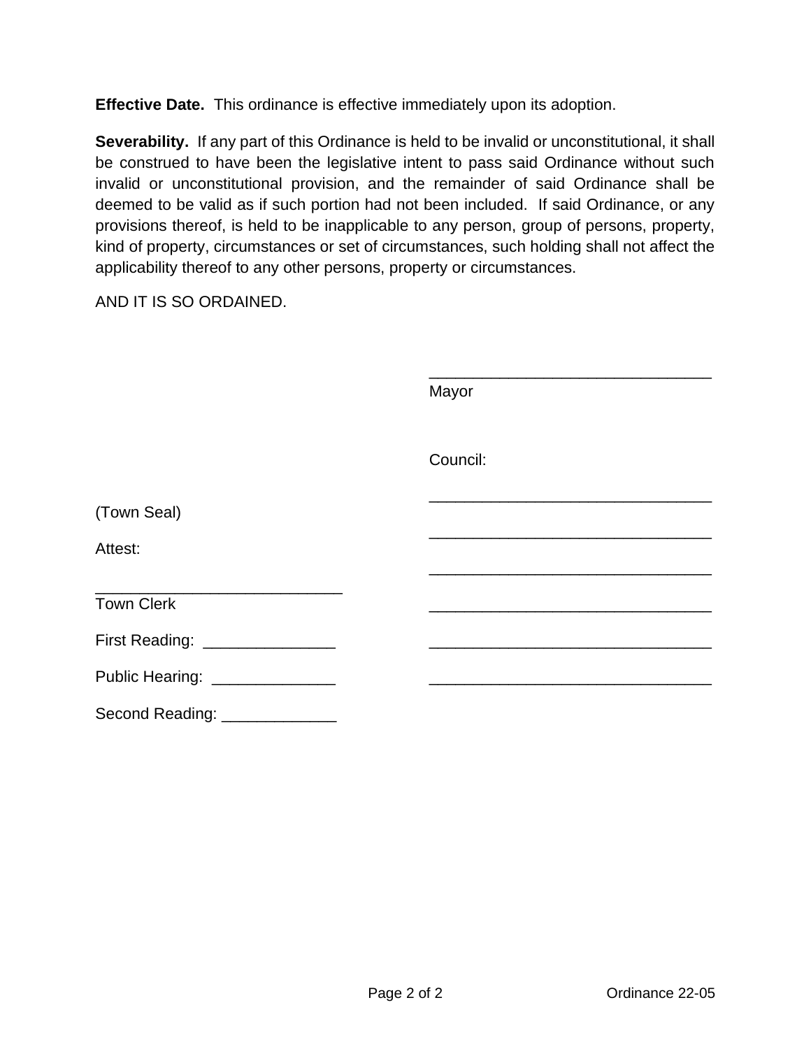**Effective Date.** This ordinance is effective immediately upon its adoption.

**Severability.** If any part of this Ordinance is held to be invalid or unconstitutional, it shall be construed to have been the legislative intent to pass said Ordinance without such invalid or unconstitutional provision, and the remainder of said Ordinance shall be deemed to be valid as if such portion had not been included. If said Ordinance, or any provisions thereof, is held to be inapplicable to any person, group of persons, property, kind of property, circumstances or set of circumstances, such holding shall not affect the applicability thereof to any other persons, property or circumstances.

AND IT IS SO ORDAINED.

________________________________
Mayor

Council:

________________________________

________________________________

________________________________

________________________________

________________________________

________________________________

(Town Seal)

Attest:

____________________________
Town Clerk

First Reading: _______________

Public Hearing: ______________

Second Reading: _____________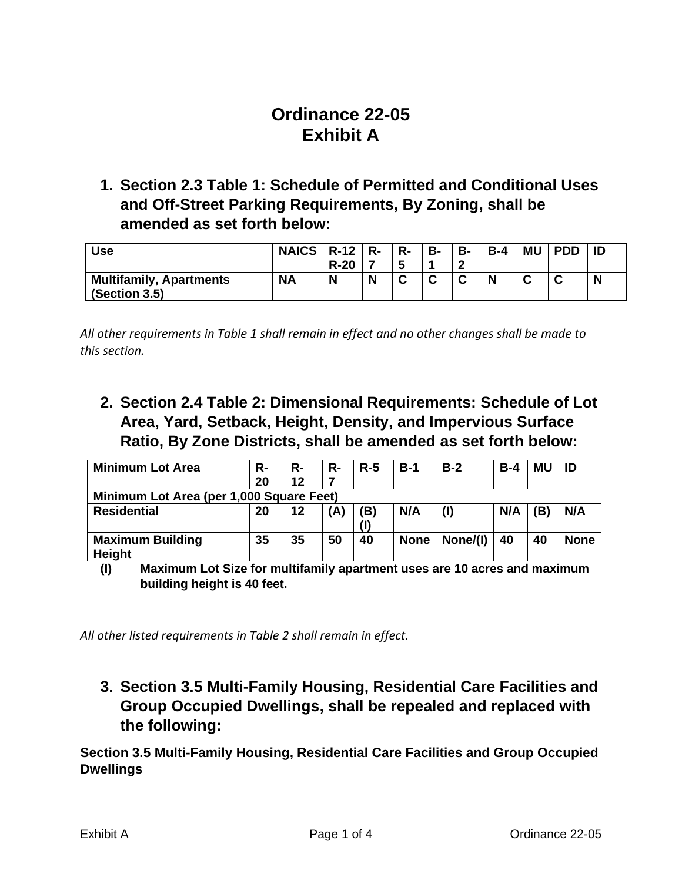# Ordinance 22-05
# Exhibit A

## 1. Section 2.3 Table 1: Schedule of Permitted and Conditional Uses and Off-Street Parking Requirements, By Zoning, shall be amended as set forth below:

| Use | NAICS | R-12 R-20 | R-7 | R-5 | B-1 | B-2 | B-4 | MU | PDD | ID |
|---|---|---|---|---|---|---|---|---|---|---|
| Multifamily, Apartments (Section 3.5) | NA | N | N | C | C | C | N | C | C | N |

*All other requirements in Table 1 shall remain in effect and no other changes shall be made to this section.*

## 2. Section 2.4 Table 2: Dimensional Requirements: Schedule of Lot Area, Yard, Setback, Height, Density, and Impervious Surface Ratio, By Zone Districts, shall be amended as set forth below:

| Minimum Lot Area | R-20 | R-12 | R-7 | R-5 | B-1 | B-2 | B-4 | MU | ID |
|---|---|---|---|---|---|---|---|---|---|
| **Minimum Lot Area (per 1,000 Square Feet)** | | | | | | | | | |
| Residential | 20 | 12 | (A) | (B) (I) | N/A | (I) | N/A | (B) | N/A |
| Maximum Building Height | 35 | 35 | 50 | 40 | None | None/(I) | 40 | 40 | None |

**(I)** Maximum Lot Size for multifamily apartment uses are 10 acres and maximum building height is 40 feet.

*All other listed requirements in Table 2 shall remain in effect.*

## 3. Section 3.5 Multi-Family Housing, Residential Care Facilities and Group Occupied Dwellings, shall be repealed and replaced with the following:

**Section 3.5 Multi-Family Housing, Residential Care Facilities and Group Occupied Dwellings**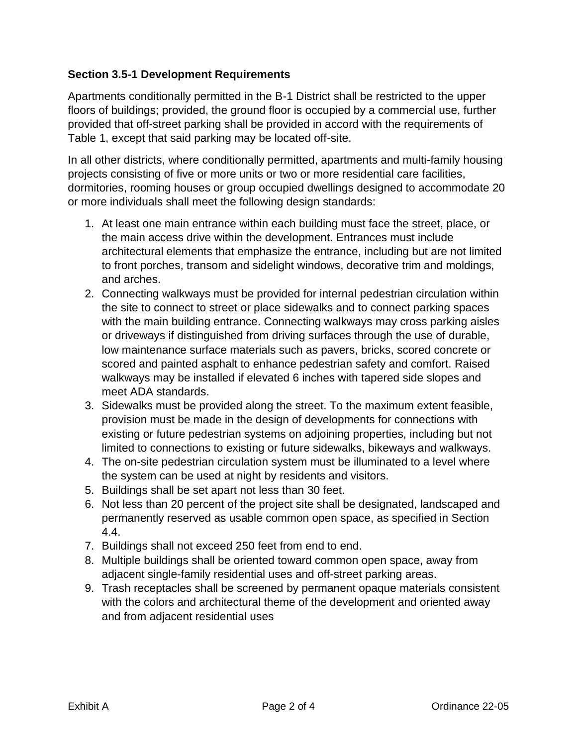**Section 3.5-1 Development Requirements**

Apartments conditionally permitted in the B-1 District shall be restricted to the upper floors of buildings; provided, the ground floor is occupied by a commercial use, further provided that off-street parking shall be provided in accord with the requirements of Table 1, except that said parking may be located off-site.

In all other districts, where conditionally permitted, apartments and multi-family housing projects consisting of five or more units or two or more residential care facilities, dormitories, rooming houses or group occupied dwellings designed to accommodate 20 or more individuals shall meet the following design standards:

1. At least one main entrance within each building must face the street, place, or the main access drive within the development. Entrances must include architectural elements that emphasize the entrance, including but are not limited to front porches, transom and sidelight windows, decorative trim and moldings, and arches.
2. Connecting walkways must be provided for internal pedestrian circulation within the site to connect to street or place sidewalks and to connect parking spaces with the main building entrance. Connecting walkways may cross parking aisles or driveways if distinguished from driving surfaces through the use of durable, low maintenance surface materials such as pavers, bricks, scored concrete or scored and painted asphalt to enhance pedestrian safety and comfort. Raised walkways may be installed if elevated 6 inches with tapered side slopes and meet ADA standards.
3. Sidewalks must be provided along the street. To the maximum extent feasible, provision must be made in the design of developments for connections with existing or future pedestrian systems on adjoining properties, including but not limited to connections to existing or future sidewalks, bikeways and walkways.
4. The on-site pedestrian circulation system must be illuminated to a level where the system can be used at night by residents and visitors.
5. Buildings shall be set apart not less than 30 feet.
6. Not less than 20 percent of the project site shall be designated, landscaped and permanently reserved as usable common open space, as specified in Section 4.4.
7. Buildings shall not exceed 250 feet from end to end.
8. Multiple buildings shall be oriented toward common open space, away from adjacent single-family residential uses and off-street parking areas.
9. Trash receptacles shall be screened by permanent opaque materials consistent with the colors and architectural theme of the development and oriented away and from adjacent residential uses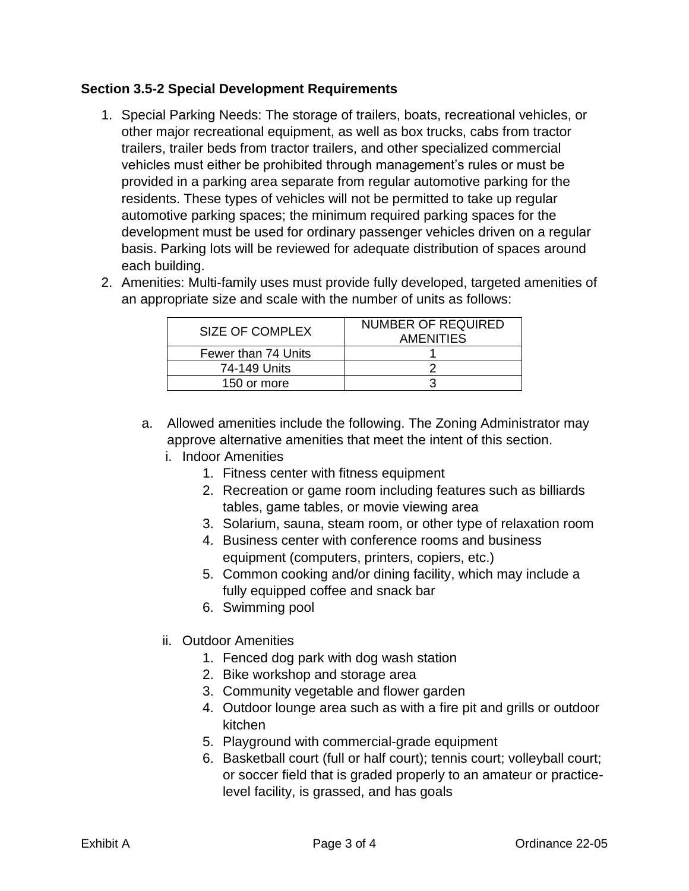### Section 3.5-2 Special Development Requirements

1. Special Parking Needs: The storage of trailers, boats, recreational vehicles, or other major recreational equipment, as well as box trucks, cabs from tractor trailers, trailer beds from tractor trailers, and other specialized commercial vehicles must either be prohibited through management's rules or must be provided in a parking area separate from regular automotive parking for the residents. These types of vehicles will not be permitted to take up regular automotive parking spaces; the minimum required parking spaces for the development must be used for ordinary passenger vehicles driven on a regular basis. Parking lots will be reviewed for adequate distribution of spaces around each building.
2. Amenities: Multi-family uses must provide fully developed, targeted amenities of an appropriate size and scale with the number of units as follows:

| SIZE OF COMPLEX | NUMBER OF REQUIRED AMENITIES |
|---|---|
| Fewer than 74 Units | 1 |
| 74-149 Units | 2 |
| 150 or more | 3 |

   a. Allowed amenities include the following. The Zoning Administrator may approve alternative amenities that meet the intent of this section.
      i. Indoor Amenities
         1. Fitness center with fitness equipment
         2. Recreation or game room including features such as billiards tables, game tables, or movie viewing area
         3. Solarium, sauna, steam room, or other type of relaxation room
         4. Business center with conference rooms and business equipment (computers, printers, copiers, etc.)
         5. Common cooking and/or dining facility, which may include a fully equipped coffee and snack bar
         6. Swimming pool

      ii. Outdoor Amenities
         1. Fenced dog park with dog wash station
         2. Bike workshop and storage area
         3. Community vegetable and flower garden
         4. Outdoor lounge area such as with a fire pit and grills or outdoor kitchen
         5. Playground with commercial-grade equipment
         6. Basketball court (full or half court); tennis court; volleyball court; or soccer field that is graded properly to an amateur or practice-level facility, is grassed, and has goals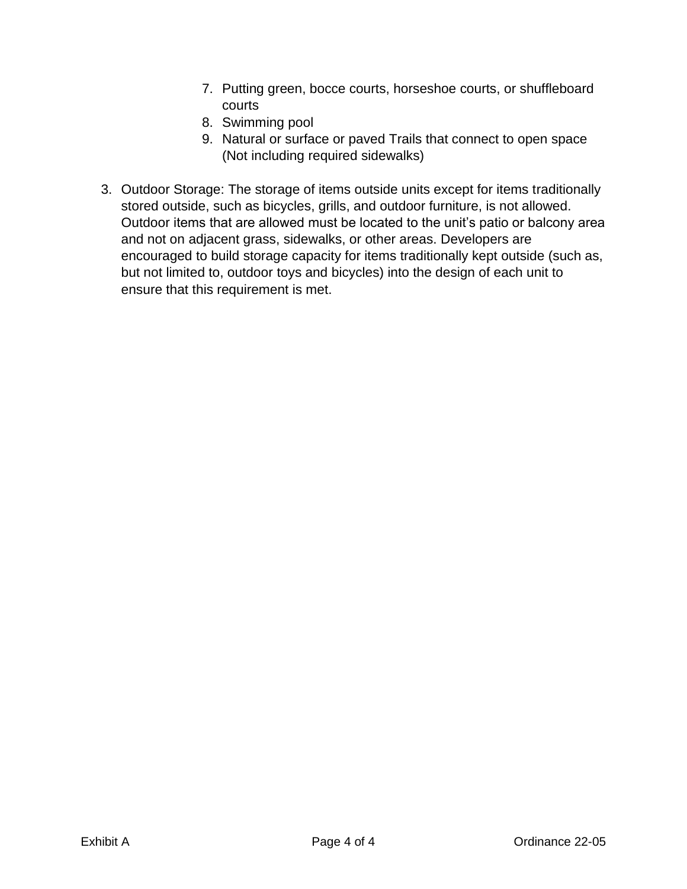7. Putting green, bocce courts, horseshoe courts, or shuffleboard courts
8. Swimming pool
9. Natural or surface or paved Trails that connect to open space (Not including required sidewalks)

3. Outdoor Storage: The storage of items outside units except for items traditionally stored outside, such as bicycles, grills, and outdoor furniture, is not allowed. Outdoor items that are allowed must be located to the unit's patio or balcony area and not on adjacent grass, sidewalks, or other areas. Developers are encouraged to build storage capacity for items traditionally kept outside (such as, but not limited to, outdoor toys and bicycles) into the design of each unit to ensure that this requirement is met.